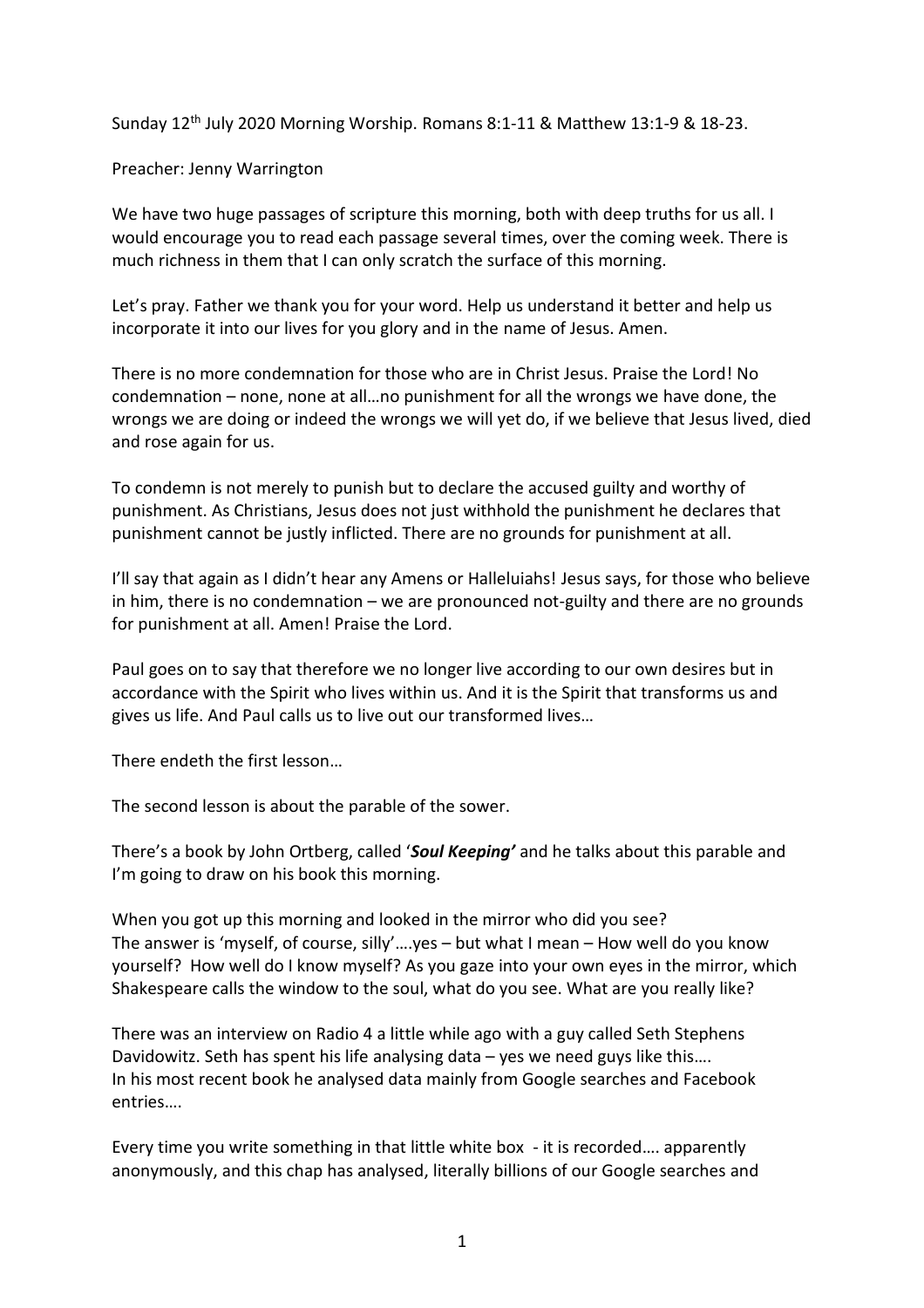Sunday 12th July 2020 Morning Worship. Romans 8:1-11 & Matthew 13:1-9 & 18-23.

Preacher: Jenny Warrington

We have two huge passages of scripture this morning, both with deep truths for us all. I would encourage you to read each passage several times, over the coming week. There is much richness in them that I can only scratch the surface of this morning.

Let's pray. Father we thank you for your word. Help us understand it better and help us incorporate it into our lives for you glory and in the name of Jesus. Amen.

There is no more condemnation for those who are in Christ Jesus. Praise the Lord! No condemnation – none, none at all…no punishment for all the wrongs we have done, the wrongs we are doing or indeed the wrongs we will yet do, if we believe that Jesus lived, died and rose again for us.

To condemn is not merely to punish but to declare the accused guilty and worthy of punishment. As Christians, Jesus does not just withhold the punishment he declares that punishment cannot be justly inflicted. There are no grounds for punishment at all.

I'll say that again as I didn't hear any Amens or Halleluiahs! Jesus says, for those who believe in him, there is no condemnation – we are pronounced not-guilty and there are no grounds for punishment at all. Amen! Praise the Lord.

Paul goes on to say that therefore we no longer live according to our own desires but in accordance with the Spirit who lives within us. And it is the Spirit that transforms us and gives us life. And Paul calls us to live out our transformed lives…

There endeth the first lesson…

The second lesson is about the parable of the sower.

There's a book by John Ortberg, called '***Soul Keeping'*** and he talks about this parable and I'm going to draw on his book this morning.

When you got up this morning and looked in the mirror who did you see?
The answer is 'myself, of course, silly'….yes – but what I mean – How well do you know yourself? How well do I know myself? As you gaze into your own eyes in the mirror, which Shakespeare calls the window to the soul, what do you see. What are you really like?

There was an interview on Radio 4 a little while ago with a guy called Seth Stephens Davidowitz. Seth has spent his life analysing data – yes we need guys like this….
In his most recent book he analysed data mainly from Google searches and Facebook entries….

Every time you write something in that little white box - it is recorded…. apparently anonymously, and this chap has analysed, literally billions of our Google searches and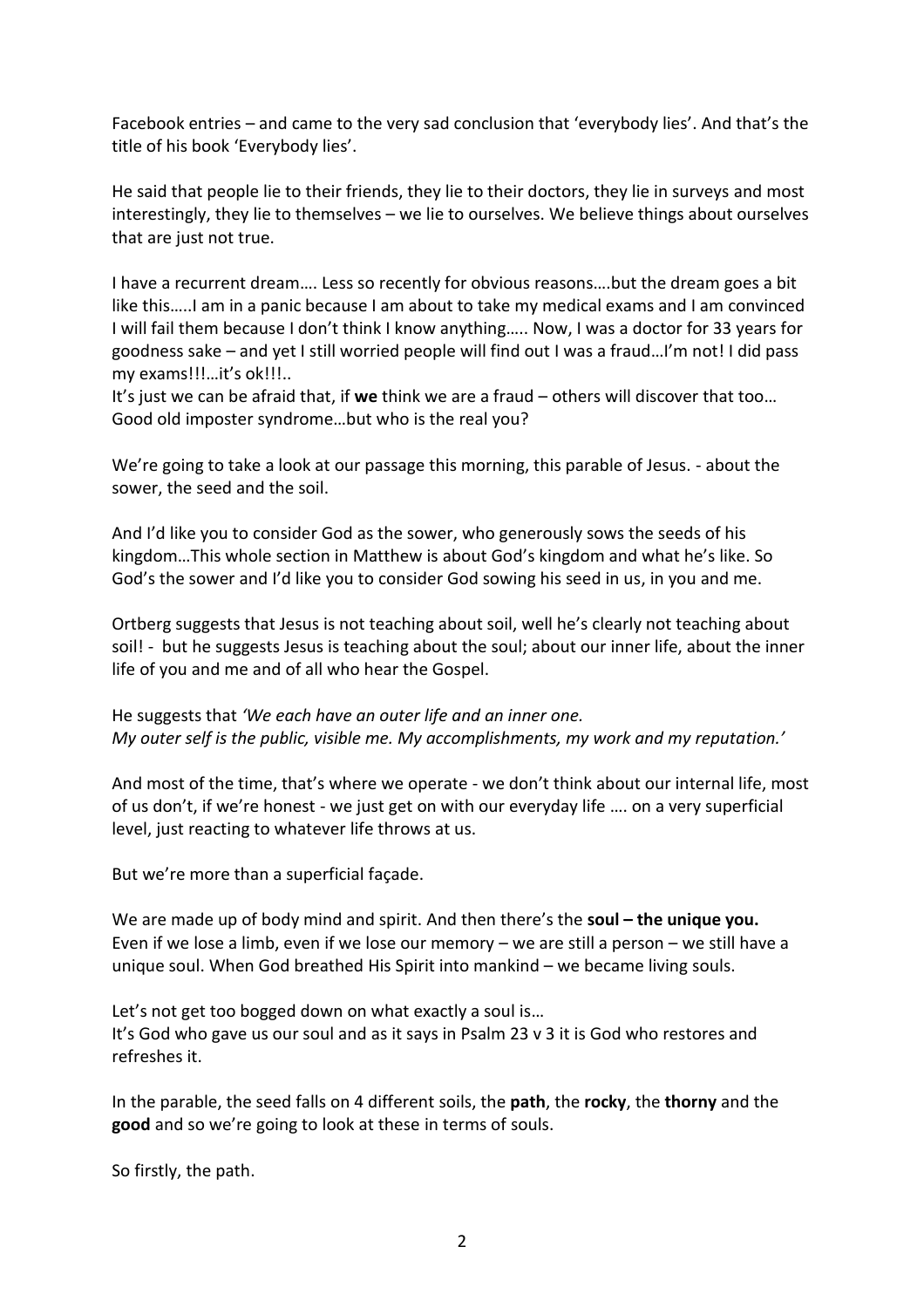Facebook entries – and came to the very sad conclusion that 'everybody lies'. And that's the title of his book 'Everybody lies'.

He said that people lie to their friends, they lie to their doctors, they lie in surveys and most interestingly, they lie to themselves – we lie to ourselves. We believe things about ourselves that are just not true.

I have a recurrent dream…. Less so recently for obvious reasons….but the dream goes a bit like this…..I am in a panic because I am about to take my medical exams and I am convinced I will fail them because I don't think I know anything….. Now, I was a doctor for 33 years for goodness sake – and yet I still worried people will find out I was a fraud…I'm not! I did pass my exams!!!…it's ok!!!..

It's just we can be afraid that, if **we** think we are a fraud – others will discover that too… Good old imposter syndrome…but who is the real you?

We're going to take a look at our passage this morning, this parable of Jesus. - about the sower, the seed and the soil.

And I'd like you to consider God as the sower, who generously sows the seeds of his kingdom…This whole section in Matthew is about God's kingdom and what he's like. So God's the sower and I'd like you to consider God sowing his seed in us, in you and me.

Ortberg suggests that Jesus is not teaching about soil, well he's clearly not teaching about soil! - but he suggests Jesus is teaching about the soul; about our inner life, about the inner life of you and me and of all who hear the Gospel.

He suggests that *'We each have an outer life and an inner one.*
*My outer self is the public, visible me. My accomplishments, my work and my reputation.'*

And most of the time, that's where we operate - we don't think about our internal life, most of us don't, if we're honest - we just get on with our everyday life …. on a very superficial level, just reacting to whatever life throws at us.

But we're more than a superficial façade.

We are made up of body mind and spirit. And then there's the **soul – the unique you.** Even if we lose a limb, even if we lose our memory – we are still a person – we still have a unique soul. When God breathed His Spirit into mankind – we became living souls.

Let's not get too bogged down on what exactly a soul is…
It's God who gave us our soul and as it says in Psalm 23 v 3 it is God who restores and refreshes it.

In the parable, the seed falls on 4 different soils, the **path**, the **rocky**, the **thorny** and the **good** and so we're going to look at these in terms of souls.

So firstly, the path.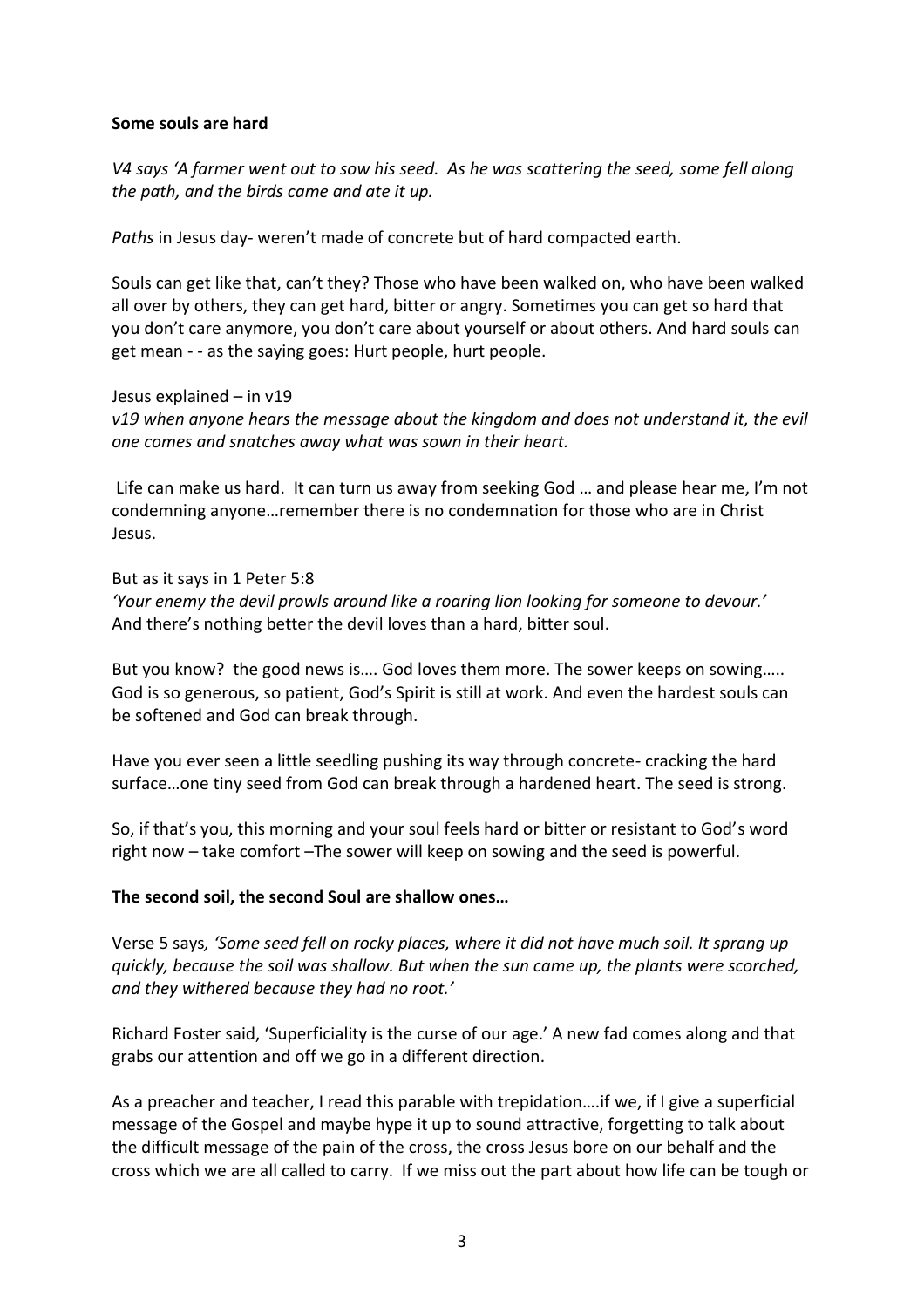**Some souls are hard**

*V4 says 'A farmer went out to sow his seed. As he was scattering the seed, some fell along the path, and the birds came and ate it up.*

*Paths* in Jesus day- weren't made of concrete but of hard compacted earth.

Souls can get like that, can't they? Those who have been walked on, who have been walked all over by others, they can get hard, bitter or angry. Sometimes you can get so hard that you don't care anymore, you don't care about yourself or about others. And hard souls can get mean - - as the saying goes: Hurt people, hurt people.

Jesus explained – in v19
*v19 when anyone hears the message about the kingdom and does not understand it, the evil one comes and snatches away what was sown in their heart.*

Life can make us hard. It can turn us away from seeking God … and please hear me, I'm not condemning anyone…remember there is no condemnation for those who are in Christ Jesus.

But as it says in 1 Peter 5:8
*'Your enemy the devil prowls around like a roaring lion looking for someone to devour.'*
And there's nothing better the devil loves than a hard, bitter soul.

But you know? the good news is…. God loves them more. The sower keeps on sowing….. God is so generous, so patient, God's Spirit is still at work. And even the hardest souls can be softened and God can break through.

Have you ever seen a little seedling pushing its way through concrete- cracking the hard surface…one tiny seed from God can break through a hardened heart. The seed is strong.

So, if that's you, this morning and your soul feels hard or bitter or resistant to God's word right now – take comfort –The sower will keep on sowing and the seed is powerful.

**The second soil, the second Soul are shallow ones…**

Verse 5 says*, 'Some seed fell on rocky places, where it did not have much soil. It sprang up quickly, because the soil was shallow. But when the sun came up, the plants were scorched, and they withered because they had no root.'*

Richard Foster said, 'Superficiality is the curse of our age.' A new fad comes along and that grabs our attention and off we go in a different direction.

As a preacher and teacher, I read this parable with trepidation….if we, if I give a superficial message of the Gospel and maybe hype it up to sound attractive, forgetting to talk about the difficult message of the pain of the cross, the cross Jesus bore on our behalf and the cross which we are all called to carry. If we miss out the part about how life can be tough or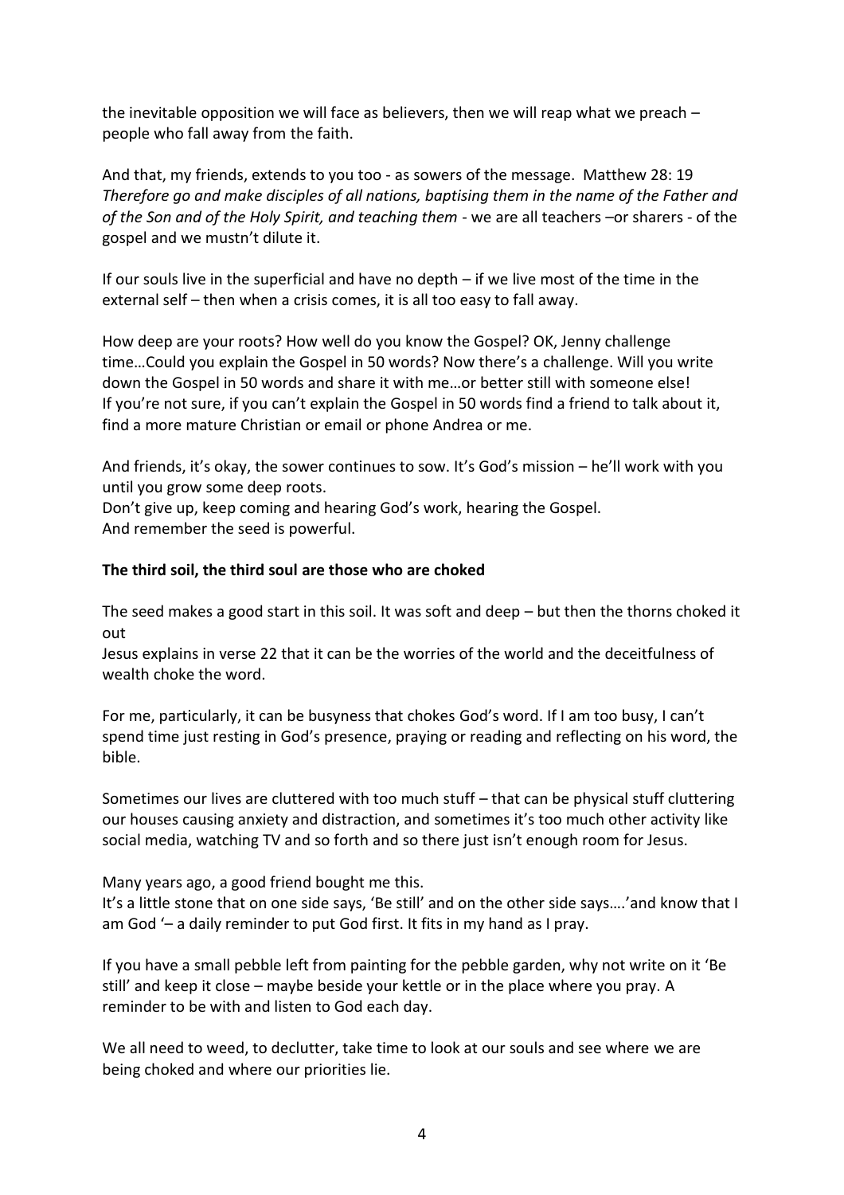the inevitable opposition we will face as believers, then we will reap what we preach – people who fall away from the faith.

And that, my friends, extends to you too - as sowers of the message. Matthew 28: 19 *Therefore go and make disciples of all nations, baptising them in the name of the Father and of the Son and of the Holy Spirit, and teaching them* - we are all teachers –or sharers - of the gospel and we mustn't dilute it.

If our souls live in the superficial and have no depth – if we live most of the time in the external self – then when a crisis comes, it is all too easy to fall away.

How deep are your roots? How well do you know the Gospel? OK, Jenny challenge time…Could you explain the Gospel in 50 words? Now there's a challenge. Will you write down the Gospel in 50 words and share it with me…or better still with someone else! If you're not sure, if you can't explain the Gospel in 50 words find a friend to talk about it, find a more mature Christian or email or phone Andrea or me.

And friends, it's okay, the sower continues to sow. It's God's mission – he'll work with you until you grow some deep roots.
Don't give up, keep coming and hearing God's work, hearing the Gospel.
And remember the seed is powerful.

**The third soil, the third soul are those who are choked**

The seed makes a good start in this soil. It was soft and deep – but then the thorns choked it out
Jesus explains in verse 22 that it can be the worries of the world and the deceitfulness of wealth choke the word.

For me, particularly, it can be busyness that chokes God's word. If I am too busy, I can't spend time just resting in God's presence, praying or reading and reflecting on his word, the bible.

Sometimes our lives are cluttered with too much stuff – that can be physical stuff cluttering our houses causing anxiety and distraction, and sometimes it's too much other activity like social media, watching TV and so forth and so there just isn't enough room for Jesus.

Many years ago, a good friend bought me this.
It's a little stone that on one side says, 'Be still' and on the other side says….'and know that I am God '– a daily reminder to put God first. It fits in my hand as I pray.

If you have a small pebble left from painting for the pebble garden, why not write on it 'Be still' and keep it close – maybe beside your kettle or in the place where you pray. A reminder to be with and listen to God each day.

We all need to weed, to declutter, take time to look at our souls and see where we are being choked and where our priorities lie.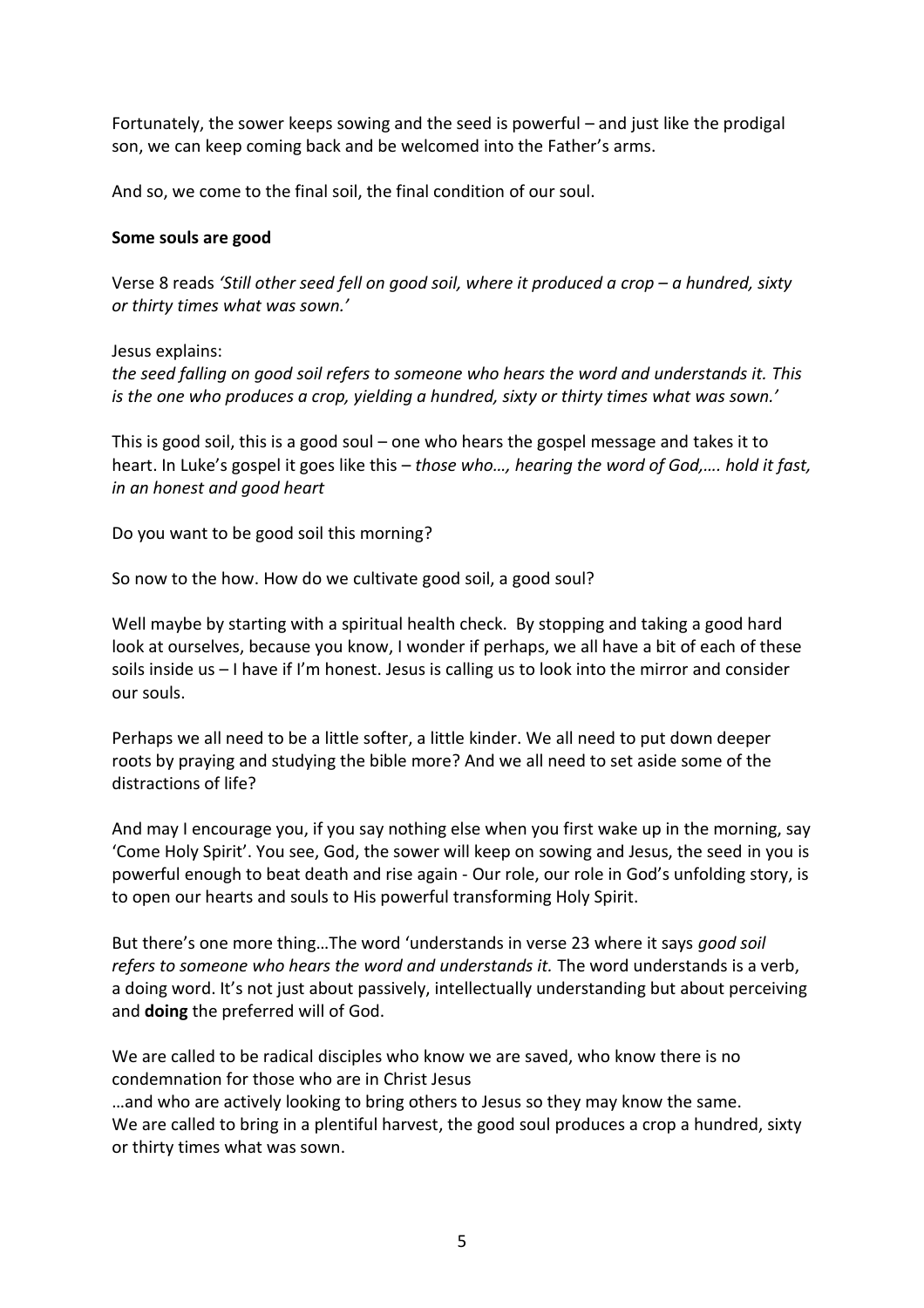Fortunately, the sower keeps sowing and the seed is powerful – and just like the prodigal son, we can keep coming back and be welcomed into the Father's arms.

And so, we come to the final soil, the final condition of our soul.

**Some souls are good**

Verse 8 reads *'Still other seed fell on good soil, where it produced a crop – a hundred, sixty or thirty times what was sown.'*

Jesus explains:
*the seed falling on good soil refers to someone who hears the word and understands it. This is the one who produces a crop, yielding a hundred, sixty or thirty times what was sown.'*

This is good soil, this is a good soul – one who hears the gospel message and takes it to heart. In Luke's gospel it goes like this – *those who…, hearing the word of God,…. hold it fast, in an honest and good heart*

Do you want to be good soil this morning?

So now to the how. How do we cultivate good soil, a good soul?

Well maybe by starting with a spiritual health check. By stopping and taking a good hard look at ourselves, because you know, I wonder if perhaps, we all have a bit of each of these soils inside us – I have if I'm honest. Jesus is calling us to look into the mirror and consider our souls.

Perhaps we all need to be a little softer, a little kinder. We all need to put down deeper roots by praying and studying the bible more? And we all need to set aside some of the distractions of life?

And may I encourage you, if you say nothing else when you first wake up in the morning, say 'Come Holy Spirit'. You see, God, the sower will keep on sowing and Jesus, the seed in you is powerful enough to beat death and rise again - Our role, our role in God's unfolding story, is to open our hearts and souls to His powerful transforming Holy Spirit.

But there's one more thing…The word 'understands in verse 23 where it says *good soil refers to someone who hears the word and understands it.* The word understands is a verb, a doing word. It's not just about passively, intellectually understanding but about perceiving and **doing** the preferred will of God.

We are called to be radical disciples who know we are saved, who know there is no condemnation for those who are in Christ Jesus
…and who are actively looking to bring others to Jesus so they may know the same.
We are called to bring in a plentiful harvest, the good soul produces a crop a hundred, sixty or thirty times what was sown.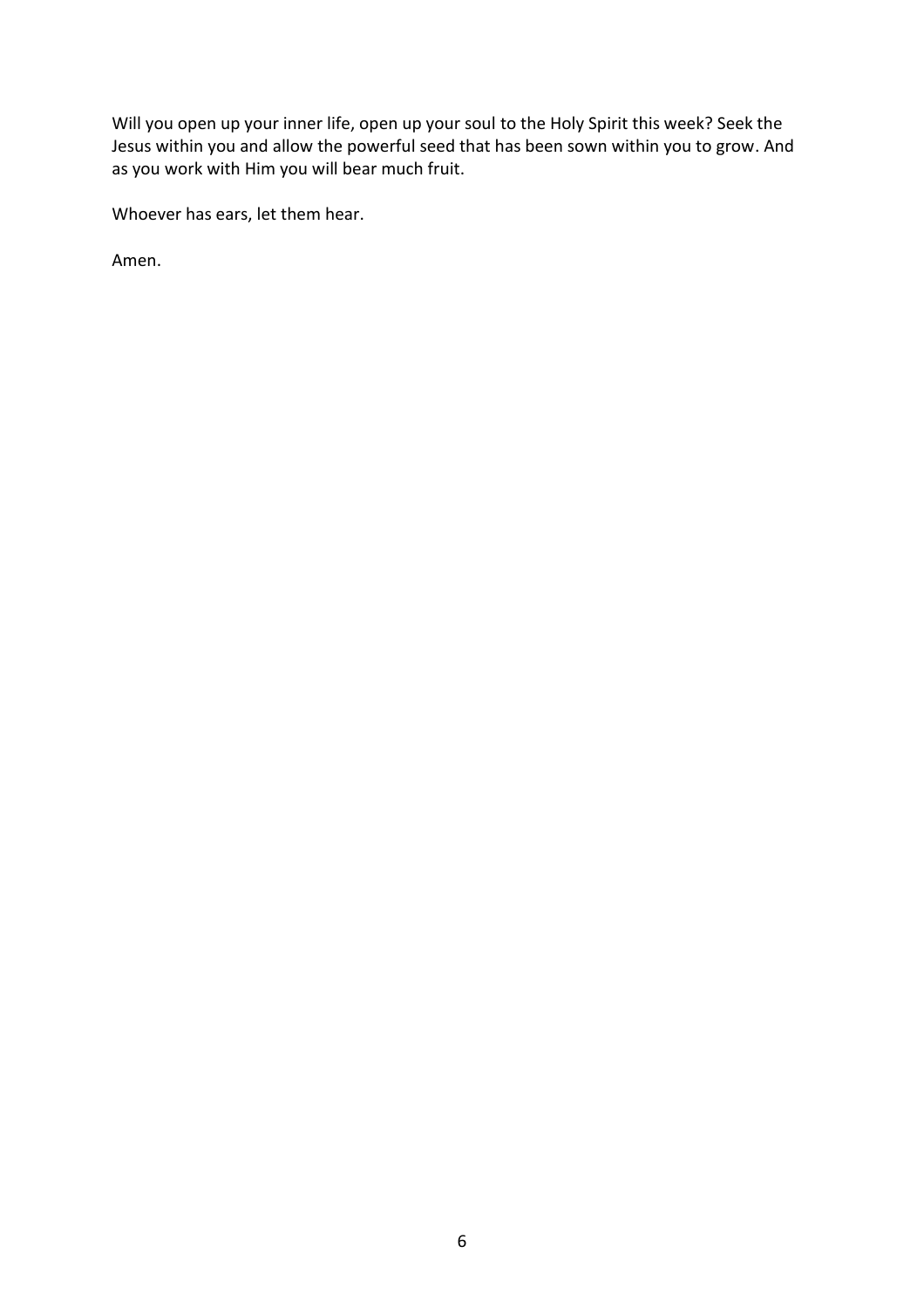Will you open up your inner life, open up your soul to the Holy Spirit this week? Seek the Jesus within you and allow the powerful seed that has been sown within you to grow. And as you work with Him you will bear much fruit.

Whoever has ears, let them hear.

Amen.